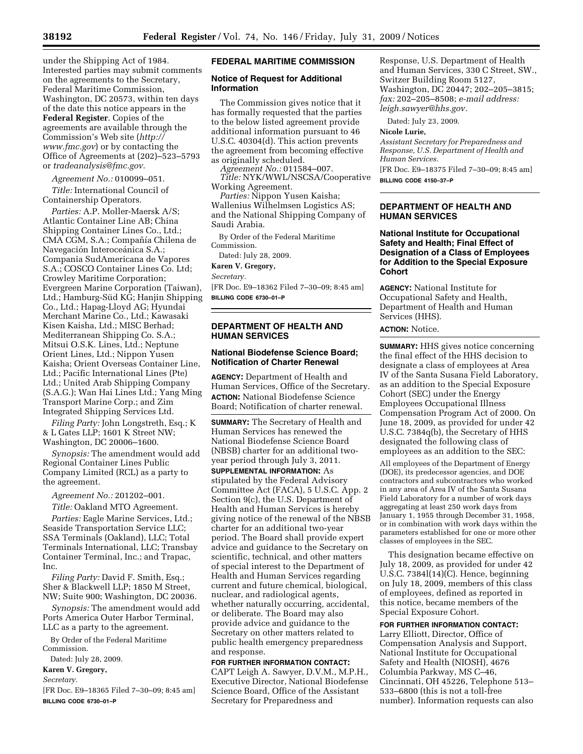under the Shipping Act of 1984. Interested parties may submit comments on the agreements to the Secretary, Federal Maritime Commission, Washington, DC 20573, within ten days of the date this notice appears in the **Federal Register**. Copies of the agreements are available through the Commission's Web site (*http://www.fmc.gov*) or by contacting the Office of Agreements at (202)–523–5793 or *tradeanalysis@fmc.gov.*

*Agreement No.:* 010099–051.

*Title:* International Council of Containership Operators.

*Parties:* A.P. Moller-Maersk A/S; Atlantic Container Line AB; China Shipping Container Lines Co., Ltd.; CMA CGM, S.A.; Compañía Chilena de Navegación Interoceánica S.A.; Compania SudAmericana de Vapores S.A.; COSCO Container Lines Co. Ltd; Crowley Maritime Corporation; Evergreen Marine Corporation (Taiwan), Ltd.; Hamburg-Süd KG; Hanjin Shipping Co., Ltd.; Hapag-Lloyd AG; Hyundai Merchant Marine Co., Ltd.; Kawasaki Kisen Kaisha, Ltd.; MISC Berhad; Mediterranean Shipping Co. S.A.; Mitsui O.S.K. Lines, Ltd.; Neptune Orient Lines, Ltd.; Nippon Yusen Kaisha; Orient Overseas Container Line, Ltd.; Pacific International Lines (Pte) Ltd.; United Arab Shipping Company (S.A.G.); Wan Hai Lines Ltd.; Yang Ming Transport Marine Corp.; and Zim Integrated Shipping Services Ltd.

*Filing Party:* John Longstreth, Esq.; K & L Gates LLP; 1601 K Street NW; Washington, DC 20006–1600.

*Synopsis:* The amendment would add Regional Container Lines Public Company Limited (RCL) as a party to the agreement.

*Agreement No.:* 201202–001.

*Title:* Oakland MTO Agreement.

*Parties:* Eagle Marine Services, Ltd.; Seaside Transportation Service LLC; SSA Terminals (Oakland), LLC; Total Terminals International, LLC; Transbay Container Terminal, Inc.; and Trapac, Inc.

*Filing Party:* David F. Smith, Esq.; Sher & Blackwell LLP; 1850 M Street, NW; Suite 900; Washington, DC 20036.

*Synopsis:* The amendment would add Ports America Outer Harbor Terminal, LLC as a party to the agreement.

By Order of the Federal Maritime Commission.

Dated: July 28, 2009.

**Karen V. Gregory,**

*Secretary.*

[FR Doc. E9–18365 Filed 7–30–09; 8:45 am]

**BILLING CODE 6730–01–P**

## FEDERAL MARITIME COMMISSION

### Notice of Request for Additional Information

The Commission gives notice that it has formally requested that the parties to the below listed agreement provide additional information pursuant to 46 U.S.C. 40304(d). This action prevents the agreement from becoming effective as originally scheduled.

*Agreement No.:* 011584–007.

*Title:* NYK/WWL/NSCSA/Cooperative Working Agreement.

*Parties:* Nippon Yusen Kaisha; Wallenius Wilhelmsen Logistics AS; and the National Shipping Company of Saudi Arabia.

By Order of the Federal Maritime Commission.

Dated: July 28, 2009.

**Karen V. Gregory,**

*Secretary.*

[FR Doc. E9–18362 Filed 7–30–09; 8:45 am]

**BILLING CODE 6730–01–P**

## DEPARTMENT OF HEALTH AND HUMAN SERVICES

### National Biodefense Science Board; Notification of Charter Renewal

**AGENCY:** Department of Health and Human Services, Office of the Secretary.

**ACTION:** National Biodefense Science Board; Notification of charter renewal.

**SUMMARY:** The Secretary of Health and Human Services has renewed the National Biodefense Science Board (NBSB) charter for an additional two-year period through July 3, 2011.

**SUPPLEMENTAL INFORMATION:** As stipulated by the Federal Advisory Committee Act (FACA), 5 U.S.C. App. 2 Section 9(c), the U.S. Department of Health and Human Services is hereby giving notice of the renewal of the NBSB charter for an additional two-year period. The Board shall provide expert advice and guidance to the Secretary on scientific, technical, and other matters of special interest to the Department of Health and Human Services regarding current and future chemical, biological, nuclear, and radiological agents, whether naturally occurring, accidental, or deliberate. The Board may also provide advice and guidance to the Secretary on other matters related to public health emergency preparedness and response.

**FOR FURTHER INFORMATION CONTACT:** CAPT Leigh A. Sawyer, D.V.M., M.P.H., Executive Director, National Biodefense Science Board, Office of the Assistant Secretary for Preparedness and Response, U.S. Department of Health and Human Services, 330 C Street, SW., Switzer Building Room 5127, Washington, DC 20447; 202–205–3815; *fax:* 202–205–8508; *e-mail address: leigh.sawyer@hhs.gov.*

Dated: July 23, 2009.

**Nicole Lurie,**

*Assistant Secretary for Preparedness and Response, U.S. Department of Health and Human Services.*

[FR Doc. E9–18375 Filed 7–30–09; 8:45 am]

**BILLING CODE 4150–37–P**

## DEPARTMENT OF HEALTH AND HUMAN SERVICES

### National Institute for Occupational Safety and Health; Final Effect of Designation of a Class of Employees for Addition to the Special Exposure Cohort

**AGENCY:** National Institute for Occupational Safety and Health, Department of Health and Human Services (HHS).

**ACTION:** Notice.

**SUMMARY:** HHS gives notice concerning the final effect of the HHS decision to designate a class of employees at Area IV of the Santa Susana Field Laboratory, as an addition to the Special Exposure Cohort (SEC) under the Energy Employees Occupational Illness Compensation Program Act of 2000. On June 18, 2009, as provided for under 42 U.S.C. 7384q(b), the Secretary of HHS designated the following class of employees as an addition to the SEC:

> All employees of the Department of Energy (DOE), its predecessor agencies, and DOE contractors and subcontractors who worked in any area of Area IV of the Santa Susana Field Laboratory for a number of work days aggregating at least 250 work days from January 1, 1955 through December 31, 1958, or in combination with work days within the parameters established for one or more other classes of employees in the SEC.

This designation became effective on July 18, 2009, as provided for under 42 U.S.C. 7384l(14)(C). Hence, beginning on July 18, 2009, members of this class of employees, defined as reported in this notice, became members of the Special Exposure Cohort.

**FOR FURTHER INFORMATION CONTACT:** Larry Elliott, Director, Office of Compensation Analysis and Support, National Institute for Occupational Safety and Health (NIOSH), 4676 Columbia Parkway, MS C–46, Cincinnati, OH 45226, Telephone 513–533–6800 (this is not a toll-free number). Information requests can also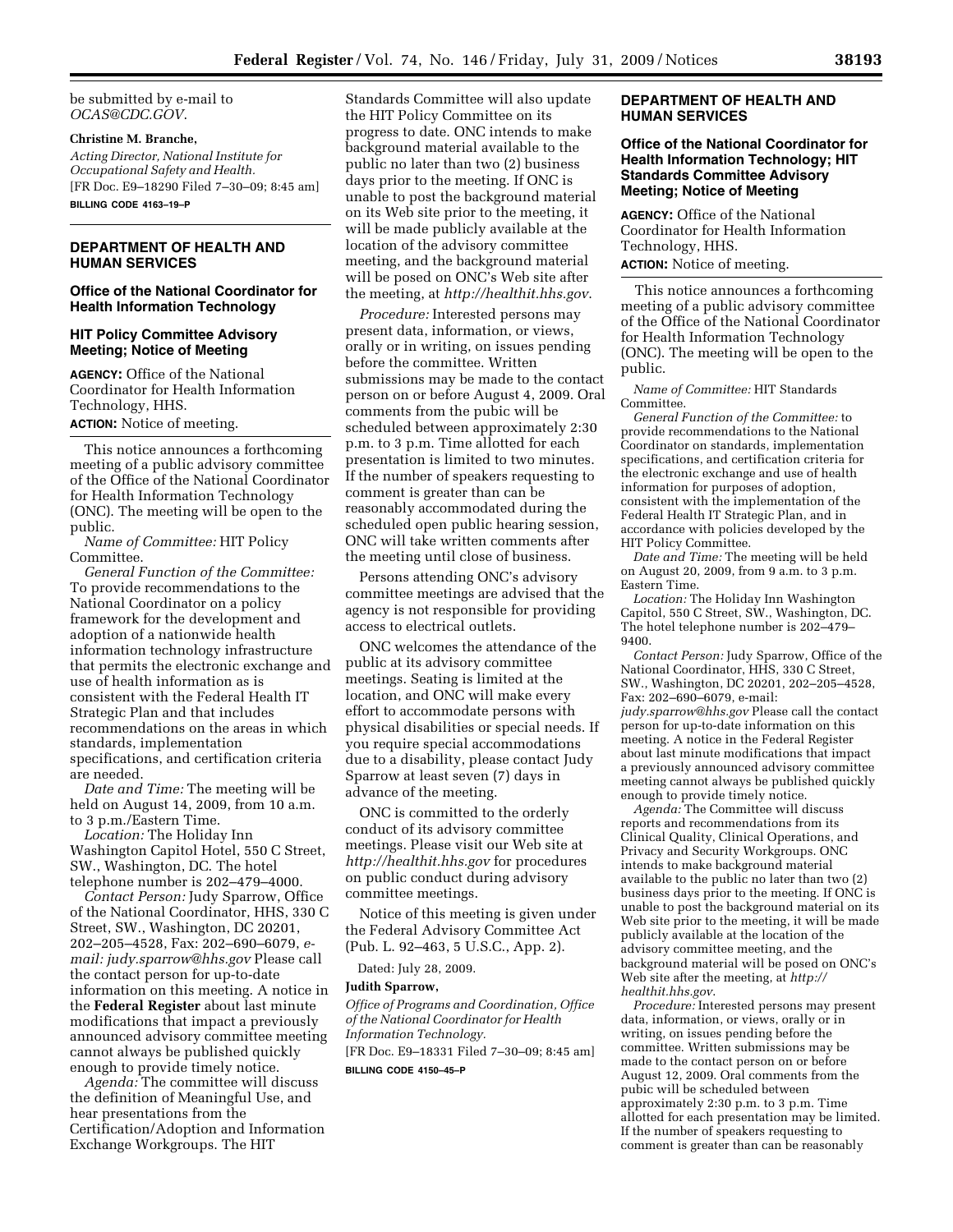be submitted by e-mail to *OCAS@CDC.GOV*.

**Christine M. Branche,**

*Acting Director, National Institute for Occupational Safety and Health.*

[FR Doc. E9–18290 Filed 7–30–09; 8:45 am]

**BILLING CODE 4163–19–P**

## DEPARTMENT OF HEALTH AND HUMAN SERVICES

### Office of the National Coordinator for Health Information Technology

### HIT Policy Committee Advisory Meeting; Notice of Meeting

**AGENCY:** Office of the National Coordinator for Health Information Technology, HHS.

**ACTION:** Notice of meeting.

This notice announces a forthcoming meeting of a public advisory committee of the Office of the National Coordinator for Health Information Technology (ONC). The meeting will be open to the public.

*Name of Committee:* HIT Policy Committee.

*General Function of the Committee:* To provide recommendations to the National Coordinator on a policy framework for the development and adoption of a nationwide health information technology infrastructure that permits the electronic exchange and use of health information as is consistent with the Federal Health IT Strategic Plan and that includes recommendations on the areas in which standards, implementation specifications, and certification criteria are needed.

*Date and Time:* The meeting will be held on August 14, 2009, from 10 a.m. to 3 p.m./Eastern Time.

*Location:* The Holiday Inn Washington Capitol Hotel, 550 C Street, SW., Washington, DC. The hotel telephone number is 202–479–4000.

*Contact Person:* Judy Sparrow, Office of the National Coordinator, HHS, 330 C Street, SW., Washington, DC 20201, 202–205–4528, Fax: 202–690–6079, *e-mail: judy.sparrow@hhs.gov* Please call the contact person for up-to-date information on this meeting. A notice in the **Federal Register** about last minute modifications that impact a previously announced advisory committee meeting cannot always be published quickly enough to provide timely notice.

*Agenda:* The committee will discuss the definition of Meaningful Use, and hear presentations from the Certification/Adoption and Information Exchange Workgroups. The HIT Standards Committee will also update the HIT Policy Committee on its progress to date. ONC intends to make background material available to the public no later than two (2) business days prior to the meeting. If ONC is unable to post the background material on its Web site prior to the meeting, it will be made publicly available at the location of the advisory committee meeting, and the background material will be posed on ONC's Web site after the meeting, at *http://healthit.hhs.gov*.

*Procedure:* Interested persons may present data, information, or views, orally or in writing, on issues pending before the committee. Written submissions may be made to the contact person on or before August 4, 2009. Oral comments from the pubic will be scheduled between approximately 2:30 p.m. to 3 p.m. Time allotted for each presentation is limited to two minutes. If the number of speakers requesting to comment is greater than can be reasonably accommodated during the scheduled open public hearing session, ONC will take written comments after the meeting until close of business.

Persons attending ONC's advisory committee meetings are advised that the agency is not responsible for providing access to electrical outlets.

ONC welcomes the attendance of the public at its advisory committee meetings. Seating is limited at the location, and ONC will make every effort to accommodate persons with physical disabilities or special needs. If you require special accommodations due to a disability, please contact Judy Sparrow at least seven (7) days in advance of the meeting.

ONC is committed to the orderly conduct of its advisory committee meetings. Please visit our Web site at *http://healthit.hhs.gov* for procedures on public conduct during advisory committee meetings.

Notice of this meeting is given under the Federal Advisory Committee Act (Pub. L. 92–463, 5 U.S.C., App. 2).

Dated: July 28, 2009.

**Judith Sparrow,**

*Office of Programs and Coordination, Office of the National Coordinator for Health Information Technology.*

[FR Doc. E9–18331 Filed 7–30–09; 8:45 am]

**BILLING CODE 4150–45–P**

## DEPARTMENT OF HEALTH AND HUMAN SERVICES

### Office of the National Coordinator for Health Information Technology; HIT Standards Committee Advisory Meeting; Notice of Meeting

**AGENCY:** Office of the National Coordinator for Health Information Technology, HHS.

**ACTION:** Notice of meeting.

This notice announces a forthcoming meeting of a public advisory committee of the Office of the National Coordinator for Health Information Technology (ONC). The meeting will be open to the public.

*Name of Committee:* HIT Standards Committee.

*General Function of the Committee:* to provide recommendations to the National Coordinator on standards, implementation specifications, and certification criteria for the electronic exchange and use of health information for purposes of adoption, consistent with the implementation of the Federal Health IT Strategic Plan, and in accordance with policies developed by the HIT Policy Committee.

*Date and Time:* The meeting will be held on August 20, 2009, from 9 a.m. to 3 p.m. Eastern Time.

*Location:* The Holiday Inn Washington Capitol, 550 C Street, SW., Washington, DC. The hotel telephone number is 202–479–9400.

*Contact Person:* Judy Sparrow, Office of the National Coordinator, HHS, 330 C Street, SW., Washington, DC 20201, 202–205–4528, Fax: 202–690–6079, e-mail: *judy.sparrow@hhs.gov* Please call the contact person for up-to-date information on this meeting. A notice in the Federal Register about last minute modifications that impact a previously announced advisory committee meeting cannot always be published quickly enough to provide timely notice.

*Agenda:* The Committee will discuss reports and recommendations from its Clinical Quality, Clinical Operations, and Privacy and Security Workgroups. ONC intends to make background material available to the public no later than two (2) business days prior to the meeting. If ONC is unable to post the background material on its Web site prior to the meeting, it will be made publicly available at the location of the advisory committee meeting, and the background material will be posed on ONC's Web site after the meeting, at *http://healthit.hhs.gov*.

*Procedure:* Interested persons may present data, information, or views, orally or in writing, on issues pending before the committee. Written submissions may be made to the contact person on or before August 12, 2009. Oral comments from the pubic will be scheduled between approximately 2:30 p.m. to 3 p.m. Time allotted for each presentation may be limited. If the number of speakers requesting to comment is greater than can be reasonably